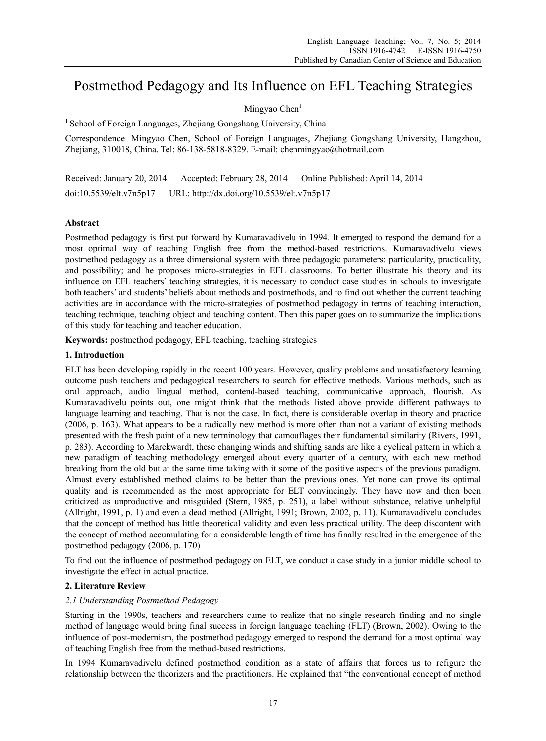# Postmethod Pedagogy and Its Influence on EFL Teaching Strategies

Mingyao Chen[1]

[1] School of Foreign Languages, Zhejiang Gongshang University, China

Correspondence: Mingyao Chen, School of Foreign Languages, Zhejiang Gongshang University, Hangzhou, Zhejiang, 310018, China. Tel: 86-138-5818-8329. E-mail: chenmingyao@hotmail.com

Received: January 20, 2014 Accepted: February 28, 2014 Online Published: April 14, 2014

doi:10.5539/elt.v7n5p17 URL: http://dx.doi.org/10.5539/elt.v7n5p17

## Abstract

Postmethod pedagogy is first put forward by Kumaravadivelu in 1994. It emerged to respond the demand for a most optimal way of teaching English free from the method-based restrictions. Kumaravadivelu views postmethod pedagogy as a three dimensional system with three pedagogic parameters: particularity, practicality, and possibility; and he proposes micro-strategies in EFL classrooms. To better illustrate his theory and its influence on EFL teachers' teaching strategies, it is necessary to conduct case studies in schools to investigate both teachers' and students' beliefs about methods and postmethods, and to find out whether the current teaching activities are in accordance with the micro-strategies of postmethod pedagogy in terms of teaching interaction, teaching technique, teaching object and teaching content. Then this paper goes on to summarize the implications of this study for teaching and teacher education.

**Keywords:** postmethod pedagogy, EFL teaching, teaching strategies

## 1. Introduction

ELT has been developing rapidly in the recent 100 years. However, quality problems and unsatisfactory learning outcome push teachers and pedagogical researchers to search for effective methods. Various methods, such as oral approach, audio lingual method, contend-based teaching, communicative approach, flourish. As Kumaravadivelu points out, one might think that the methods listed above provide different pathways to language learning and teaching. That is not the case. In fact, there is considerable overlap in theory and practice (2006, p. 163). What appears to be a radically new method is more often than not a variant of existing methods presented with the fresh paint of a new terminology that camouflages their fundamental similarity (Rivers, 1991, p. 283). According to Marckwardt, these changing winds and shifting sands are like a cyclical pattern in which a new paradigm of teaching methodology emerged about every quarter of a century, with each new method breaking from the old but at the same time taking with it some of the positive aspects of the previous paradigm. Almost every established method claims to be better than the previous ones. Yet none can prove its optimal quality and is recommended as the most appropriate for ELT convincingly. They have now and then been criticized as unproductive and misguided (Stern, 1985, p. 251), a label without substance, relative unhelpful (Allright, 1991, p. 1) and even a dead method (Allright, 1991; Brown, 2002, p. 11). Kumaravadivelu concludes that the concept of method has little theoretical validity and even less practical utility. The deep discontent with the concept of method accumulating for a considerable length of time has finally resulted in the emergence of the postmethod pedagogy (2006, p. 170)

To find out the influence of postmethod pedagogy on ELT, we conduct a case study in a junior middle school to investigate the effect in actual practice.

## 2. Literature Review

### *2.1 Understanding Postmethod Pedagogy*

Starting in the 1990s, teachers and researchers came to realize that no single research finding and no single method of language would bring final success in foreign language teaching (FLT) (Brown, 2002). Owing to the influence of post-modernism, the postmethod pedagogy emerged to respond the demand for a most optimal way of teaching English free from the method-based restrictions.

In 1994 Kumaravadivelu defined postmethod condition as a state of affairs that forces us to refigure the relationship between the theorizers and the practitioners. He explained that "the conventional concept of method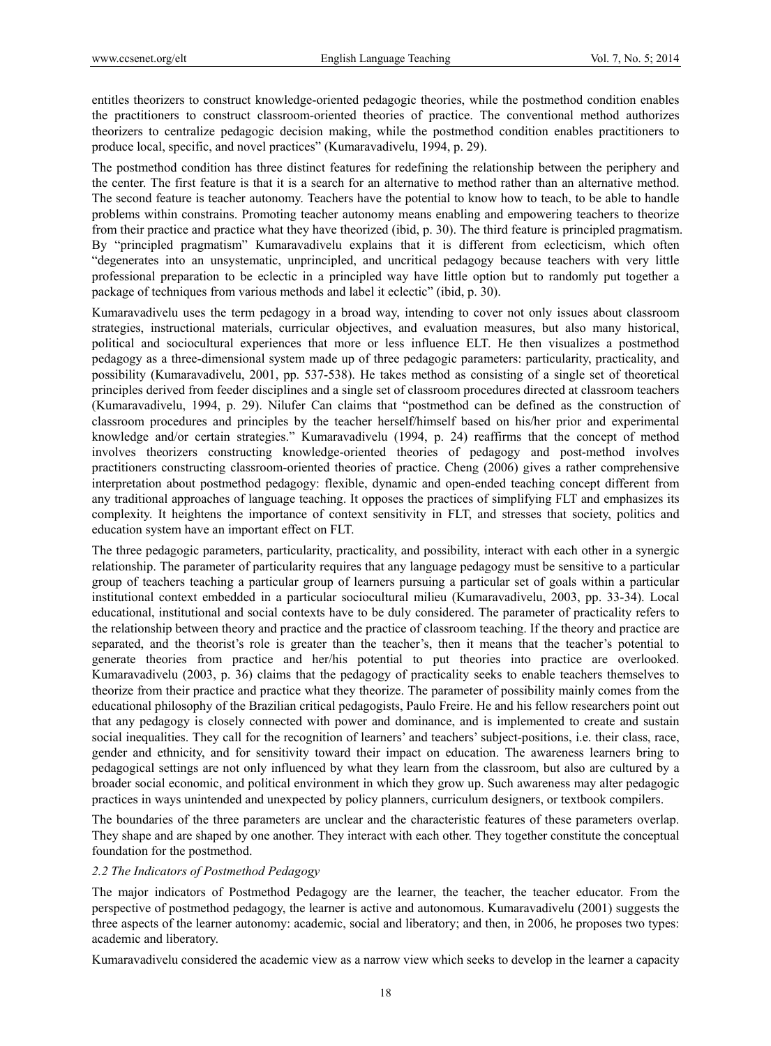entitles theorizers to construct knowledge-oriented pedagogic theories, while the postmethod condition enables the practitioners to construct classroom-oriented theories of practice. The conventional method authorizes theorizers to centralize pedagogic decision making, while the postmethod condition enables practitioners to produce local, specific, and novel practices" (Kumaravadivelu, 1994, p. 29).

The postmethod condition has three distinct features for redefining the relationship between the periphery and the center. The first feature is that it is a search for an alternative to method rather than an alternative method. The second feature is teacher autonomy. Teachers have the potential to know how to teach, to be able to handle problems within constrains. Promoting teacher autonomy means enabling and empowering teachers to theorize from their practice and practice what they have theorized (ibid, p. 30). The third feature is principled pragmatism. By "principled pragmatism" Kumaravadivelu explains that it is different from eclecticism, which often "degenerates into an unsystematic, unprincipled, and uncritical pedagogy because teachers with very little professional preparation to be eclectic in a principled way have little option but to randomly put together a package of techniques from various methods and label it eclectic" (ibid, p. 30).

Kumaravadivelu uses the term pedagogy in a broad way, intending to cover not only issues about classroom strategies, instructional materials, curricular objectives, and evaluation measures, but also many historical, political and sociocultural experiences that more or less influence ELT. He then visualizes a postmethod pedagogy as a three-dimensional system made up of three pedagogic parameters: particularity, practicality, and possibility (Kumaravadivelu, 2001, pp. 537-538). He takes method as consisting of a single set of theoretical principles derived from feeder disciplines and a single set of classroom procedures directed at classroom teachers (Kumaravadivelu, 1994, p. 29). Nilufer Can claims that "postmethod can be defined as the construction of classroom procedures and principles by the teacher herself/himself based on his/her prior and experimental knowledge and/or certain strategies." Kumaravadivelu (1994, p. 24) reaffirms that the concept of method involves theorizers constructing knowledge-oriented theories of pedagogy and post-method involves practitioners constructing classroom-oriented theories of practice. Cheng (2006) gives a rather comprehensive interpretation about postmethod pedagogy: flexible, dynamic and open-ended teaching concept different from any traditional approaches of language teaching. It opposes the practices of simplifying FLT and emphasizes its complexity. It heightens the importance of context sensitivity in FLT, and stresses that society, politics and education system have an important effect on FLT.

The three pedagogic parameters, particularity, practicality, and possibility, interact with each other in a synergic relationship. The parameter of particularity requires that any language pedagogy must be sensitive to a particular group of teachers teaching a particular group of learners pursuing a particular set of goals within a particular institutional context embedded in a particular sociocultural milieu (Kumaravadivelu, 2003, pp. 33-34). Local educational, institutional and social contexts have to be duly considered. The parameter of practicality refers to the relationship between theory and practice and the practice of classroom teaching. If the theory and practice are separated, and the theorist's role is greater than the teacher's, then it means that the teacher's potential to generate theories from practice and her/his potential to put theories into practice are overlooked. Kumaravadivelu (2003, p. 36) claims that the pedagogy of practicality seeks to enable teachers themselves to theorize from their practice and practice what they theorize. The parameter of possibility mainly comes from the educational philosophy of the Brazilian critical pedagogists, Paulo Freire. He and his fellow researchers point out that any pedagogy is closely connected with power and dominance, and is implemented to create and sustain social inequalities. They call for the recognition of learners' and teachers' subject-positions, i.e. their class, race, gender and ethnicity, and for sensitivity toward their impact on education. The awareness learners bring to pedagogical settings are not only influenced by what they learn from the classroom, but also are cultured by a broader social economic, and political environment in which they grow up. Such awareness may alter pedagogic practices in ways unintended and unexpected by policy planners, curriculum designers, or textbook compilers.

The boundaries of the three parameters are unclear and the characteristic features of these parameters overlap. They shape and are shaped by one another. They interact with each other. They together constitute the conceptual foundation for the postmethod.

### *2.2 The Indicators of Postmethod Pedagogy*

The major indicators of Postmethod Pedagogy are the learner, the teacher, the teacher educator. From the perspective of postmethod pedagogy, the learner is active and autonomous. Kumaravadivelu (2001) suggests the three aspects of the learner autonomy: academic, social and liberatory; and then, in 2006, he proposes two types: academic and liberatory.

Kumaravadivelu considered the academic view as a narrow view which seeks to develop in the learner a capacity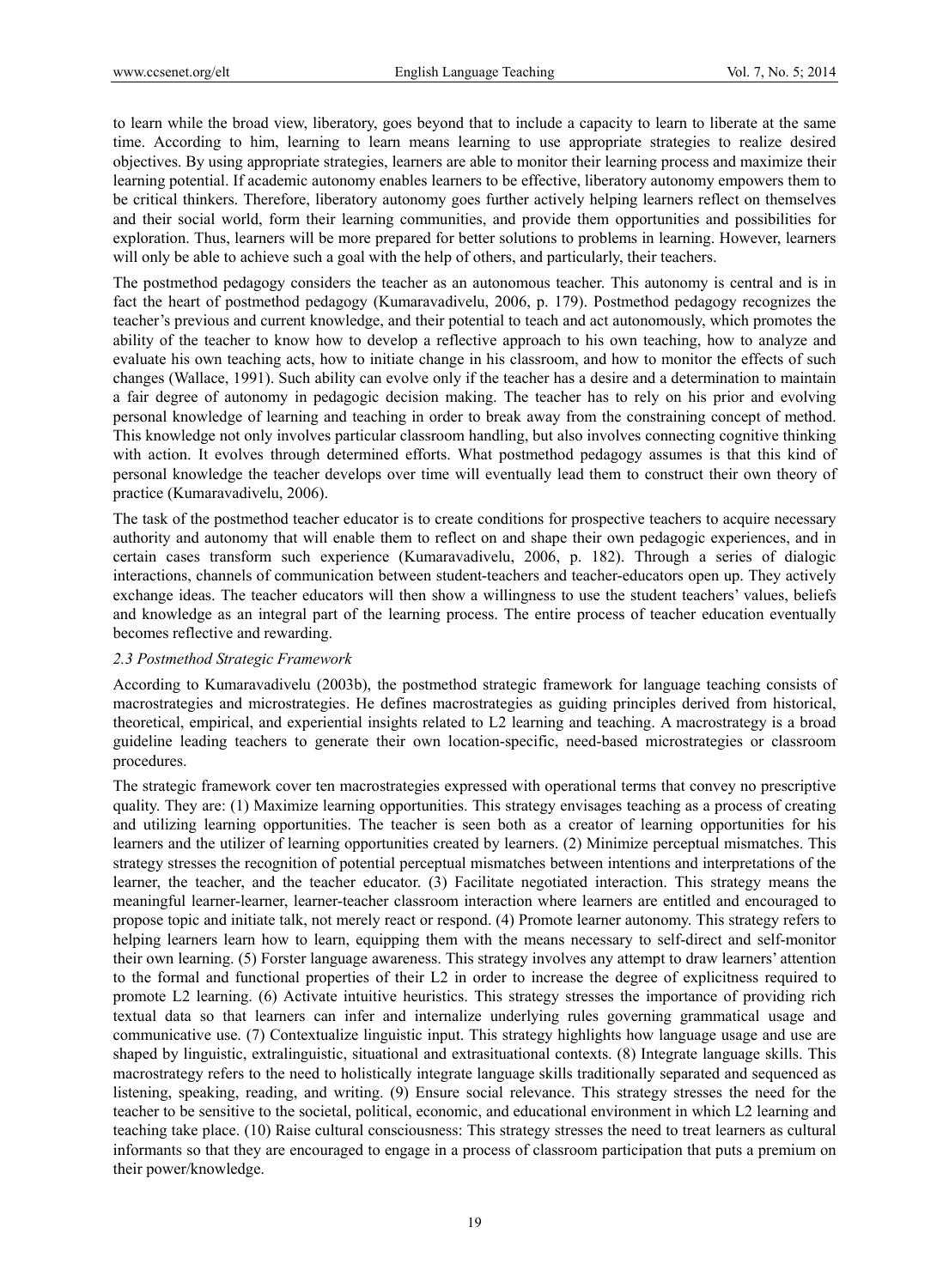to learn while the broad view, liberatory, goes beyond that to include a capacity to learn to liberate at the same time. According to him, learning to learn means learning to use appropriate strategies to realize desired objectives. By using appropriate strategies, learners are able to monitor their learning process and maximize their learning potential. If academic autonomy enables learners to be effective, liberatory autonomy empowers them to be critical thinkers. Therefore, liberatory autonomy goes further actively helping learners reflect on themselves and their social world, form their learning communities, and provide them opportunities and possibilities for exploration. Thus, learners will be more prepared for better solutions to problems in learning. However, learners will only be able to achieve such a goal with the help of others, and particularly, their teachers.

The postmethod pedagogy considers the teacher as an autonomous teacher. This autonomy is central and is in fact the heart of postmethod pedagogy (Kumaravadivelu, 2006, p. 179). Postmethod pedagogy recognizes the teacher's previous and current knowledge, and their potential to teach and act autonomously, which promotes the ability of the teacher to know how to develop a reflective approach to his own teaching, how to analyze and evaluate his own teaching acts, how to initiate change in his classroom, and how to monitor the effects of such changes (Wallace, 1991). Such ability can evolve only if the teacher has a desire and a determination to maintain a fair degree of autonomy in pedagogic decision making. The teacher has to rely on his prior and evolving personal knowledge of learning and teaching in order to break away from the constraining concept of method. This knowledge not only involves particular classroom handling, but also involves connecting cognitive thinking with action. It evolves through determined efforts. What postmethod pedagogy assumes is that this kind of personal knowledge the teacher develops over time will eventually lead them to construct their own theory of practice (Kumaravadivelu, 2006).

The task of the postmethod teacher educator is to create conditions for prospective teachers to acquire necessary authority and autonomy that will enable them to reflect on and shape their own pedagogic experiences, and in certain cases transform such experience (Kumaravadivelu, 2006, p. 182). Through a series of dialogic interactions, channels of communication between student-teachers and teacher-educators open up. They actively exchange ideas. The teacher educators will then show a willingness to use the student teachers' values, beliefs and knowledge as an integral part of the learning process. The entire process of teacher education eventually becomes reflective and rewarding.

### *2.3 Postmethod Strategic Framework*

According to Kumaravadivelu (2003b), the postmethod strategic framework for language teaching consists of macrostrategies and microstrategies. He defines macrostrategies as guiding principles derived from historical, theoretical, empirical, and experiential insights related to L2 learning and teaching. A macrostrategy is a broad guideline leading teachers to generate their own location-specific, need-based microstrategies or classroom procedures.

The strategic framework cover ten macrostrategies expressed with operational terms that convey no prescriptive quality. They are: (1) Maximize learning opportunities. This strategy envisages teaching as a process of creating and utilizing learning opportunities. The teacher is seen both as a creator of learning opportunities for his learners and the utilizer of learning opportunities created by learners. (2) Minimize perceptual mismatches. This strategy stresses the recognition of potential perceptual mismatches between intentions and interpretations of the learner, the teacher, and the teacher educator. (3) Facilitate negotiated interaction. This strategy means the meaningful learner-learner, learner-teacher classroom interaction where learners are entitled and encouraged to propose topic and initiate talk, not merely react or respond. (4) Promote learner autonomy. This strategy refers to helping learners learn how to learn, equipping them with the means necessary to self-direct and self-monitor their own learning. (5) Forster language awareness. This strategy involves any attempt to draw learners' attention to the formal and functional properties of their L2 in order to increase the degree of explicitness required to promote L2 learning. (6) Activate intuitive heuristics. This strategy stresses the importance of providing rich textual data so that learners can infer and internalize underlying rules governing grammatical usage and communicative use. (7) Contextualize linguistic input. This strategy highlights how language usage and use are shaped by linguistic, extralinguistic, situational and extrasituational contexts. (8) Integrate language skills. This macrostrategy refers to the need to holistically integrate language skills traditionally separated and sequenced as listening, speaking, reading, and writing. (9) Ensure social relevance. This strategy stresses the need for the teacher to be sensitive to the societal, political, economic, and educational environment in which L2 learning and teaching take place. (10) Raise cultural consciousness: This strategy stresses the need to treat learners as cultural informants so that they are encouraged to engage in a process of classroom participation that puts a premium on their power/knowledge.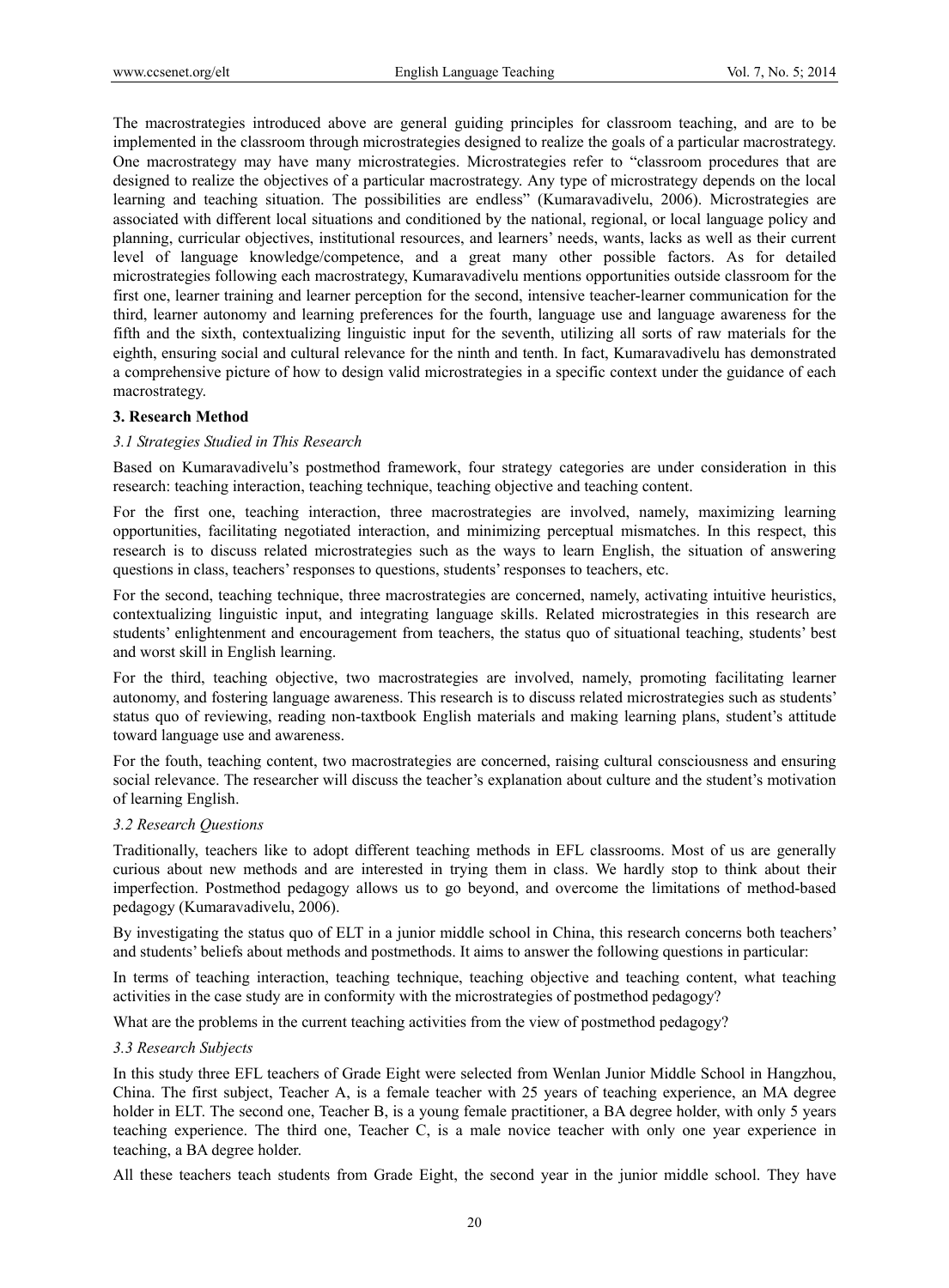The macrostrategies introduced above are general guiding principles for classroom teaching, and are to be implemented in the classroom through microstrategies designed to realize the goals of a particular macrostrategy. One macrostrategy may have many microstrategies. Microstrategies refer to "classroom procedures that are designed to realize the objectives of a particular macrostrategy. Any type of microstrategy depends on the local learning and teaching situation. The possibilities are endless" (Kumaravadivelu, 2006). Microstrategies are associated with different local situations and conditioned by the national, regional, or local language policy and planning, curricular objectives, institutional resources, and learners' needs, wants, lacks as well as their current level of language knowledge/competence, and a great many other possible factors. As for detailed microstrategies following each macrostrategy, Kumaravadivelu mentions opportunities outside classroom for the first one, learner training and learner perception for the second, intensive teacher-learner communication for the third, learner autonomy and learning preferences for the fourth, language use and language awareness for the fifth and the sixth, contextualizing linguistic input for the seventh, utilizing all sorts of raw materials for the eighth, ensuring social and cultural relevance for the ninth and tenth. In fact, Kumaravadivelu has demonstrated a comprehensive picture of how to design valid microstrategies in a specific context under the guidance of each macrostrategy.

## 3. Research Method

### *3.1 Strategies Studied in This Research*

Based on Kumaravadivelu's postmethod framework, four strategy categories are under consideration in this research: teaching interaction, teaching technique, teaching objective and teaching content.

For the first one, teaching interaction, three macrostrategies are involved, namely, maximizing learning opportunities, facilitating negotiated interaction, and minimizing perceptual mismatches. In this respect, this research is to discuss related microstrategies such as the ways to learn English, the situation of answering questions in class, teachers' responses to questions, students' responses to teachers, etc.

For the second, teaching technique, three macrostrategies are concerned, namely, activating intuitive heuristics, contextualizing linguistic input, and integrating language skills. Related microstrategies in this research are students' enlightenment and encouragement from teachers, the status quo of situational teaching, students' best and worst skill in English learning.

For the third, teaching objective, two macrostrategies are involved, namely, promoting facilitating learner autonomy, and fostering language awareness. This research is to discuss related microstrategies such as students' status quo of reviewing, reading non-taxtbook English materials and making learning plans, student's attitude toward language use and awareness.

For the fouth, teaching content, two macrostrategies are concerned, raising cultural consciousness and ensuring social relevance. The researcher will discuss the teacher's explanation about culture and the student's motivation of learning English.

### *3.2 Research Questions*

Traditionally, teachers like to adopt different teaching methods in EFL classrooms. Most of us are generally curious about new methods and are interested in trying them in class. We hardly stop to think about their imperfection. Postmethod pedagogy allows us to go beyond, and overcome the limitations of method-based pedagogy (Kumaravadivelu, 2006).

By investigating the status quo of ELT in a junior middle school in China, this research concerns both teachers' and students' beliefs about methods and postmethods. It aims to answer the following questions in particular:

In terms of teaching interaction, teaching technique, teaching objective and teaching content, what teaching activities in the case study are in conformity with the microstrategies of postmethod pedagogy?

What are the problems in the current teaching activities from the view of postmethod pedagogy?

### *3.3 Research Subjects*

In this study three EFL teachers of Grade Eight were selected from Wenlan Junior Middle School in Hangzhou, China. The first subject, Teacher A, is a female teacher with 25 years of teaching experience, an MA degree holder in ELT. The second one, Teacher B, is a young female practitioner, a BA degree holder, with only 5 years teaching experience. The third one, Teacher C, is a male novice teacher with only one year experience in teaching, a BA degree holder.

All these teachers teach students from Grade Eight, the second year in the junior middle school. They have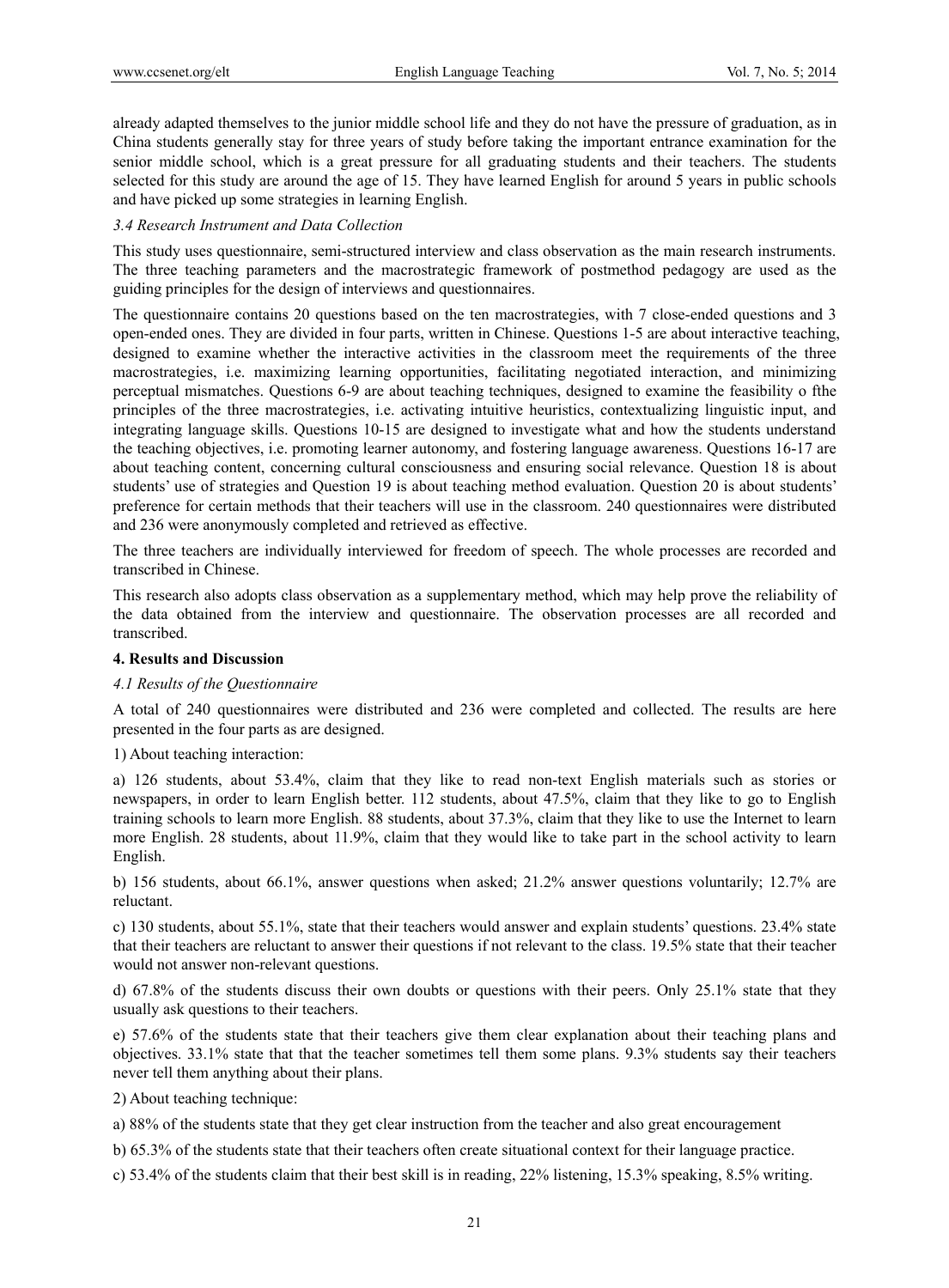already adapted themselves to the junior middle school life and they do not have the pressure of graduation, as in China students generally stay for three years of study before taking the important entrance examination for the senior middle school, which is a great pressure for all graduating students and their teachers. The students selected for this study are around the age of 15. They have learned English for around 5 years in public schools and have picked up some strategies in learning English.

### *3.4 Research Instrument and Data Collection*

This study uses questionnaire, semi-structured interview and class observation as the main research instruments. The three teaching parameters and the macrostrategic framework of postmethod pedagogy are used as the guiding principles for the design of interviews and questionnaires.

The questionnaire contains 20 questions based on the ten macrostrategies, with 7 close-ended questions and 3 open-ended ones. They are divided in four parts, written in Chinese. Questions 1-5 are about interactive teaching, designed to examine whether the interactive activities in the classroom meet the requirements of the three macrostrategies, i.e. maximizing learning opportunities, facilitating negotiated interaction, and minimizing perceptual mismatches. Questions 6-9 are about teaching techniques, designed to examine the feasibility o fthe principles of the three macrostrategies, i.e. activating intuitive heuristics, contextualizing linguistic input, and integrating language skills. Questions 10-15 are designed to investigate what and how the students understand the teaching objectives, i.e. promoting learner autonomy, and fostering language awareness. Questions 16-17 are about teaching content, concerning cultural consciousness and ensuring social relevance. Question 18 is about students' use of strategies and Question 19 is about teaching method evaluation. Question 20 is about students' preference for certain methods that their teachers will use in the classroom. 240 questionnaires were distributed and 236 were anonymously completed and retrieved as effective.

The three teachers are individually interviewed for freedom of speech. The whole processes are recorded and transcribed in Chinese.

This research also adopts class observation as a supplementary method, which may help prove the reliability of the data obtained from the interview and questionnaire. The observation processes are all recorded and transcribed.

## **4. Results and Discussion**

### *4.1 Results of the Questionnaire*

A total of 240 questionnaires were distributed and 236 were completed and collected. The results are here presented in the four parts as are designed.

1) About teaching interaction:

a) 126 students, about 53.4%, claim that they like to read non-text English materials such as stories or newspapers, in order to learn English better. 112 students, about 47.5%, claim that they like to go to English training schools to learn more English. 88 students, about 37.3%, claim that they like to use the Internet to learn more English. 28 students, about 11.9%, claim that they would like to take part in the school activity to learn English.

b) 156 students, about 66.1%, answer questions when asked; 21.2% answer questions voluntarily; 12.7% are reluctant.

c) 130 students, about 55.1%, state that their teachers would answer and explain students' questions. 23.4% state that their teachers are reluctant to answer their questions if not relevant to the class. 19.5% state that their teacher would not answer non-relevant questions.

d) 67.8% of the students discuss their own doubts or questions with their peers. Only 25.1% state that they usually ask questions to their teachers.

e) 57.6% of the students state that their teachers give them clear explanation about their teaching plans and objectives. 33.1% state that that the teacher sometimes tell them some plans. 9.3% students say their teachers never tell them anything about their plans.

2) About teaching technique:

a) 88% of the students state that they get clear instruction from the teacher and also great encouragement

b) 65.3% of the students state that their teachers often create situational context for their language practice.

c) 53.4% of the students claim that their best skill is in reading, 22% listening, 15.3% speaking, 8.5% writing.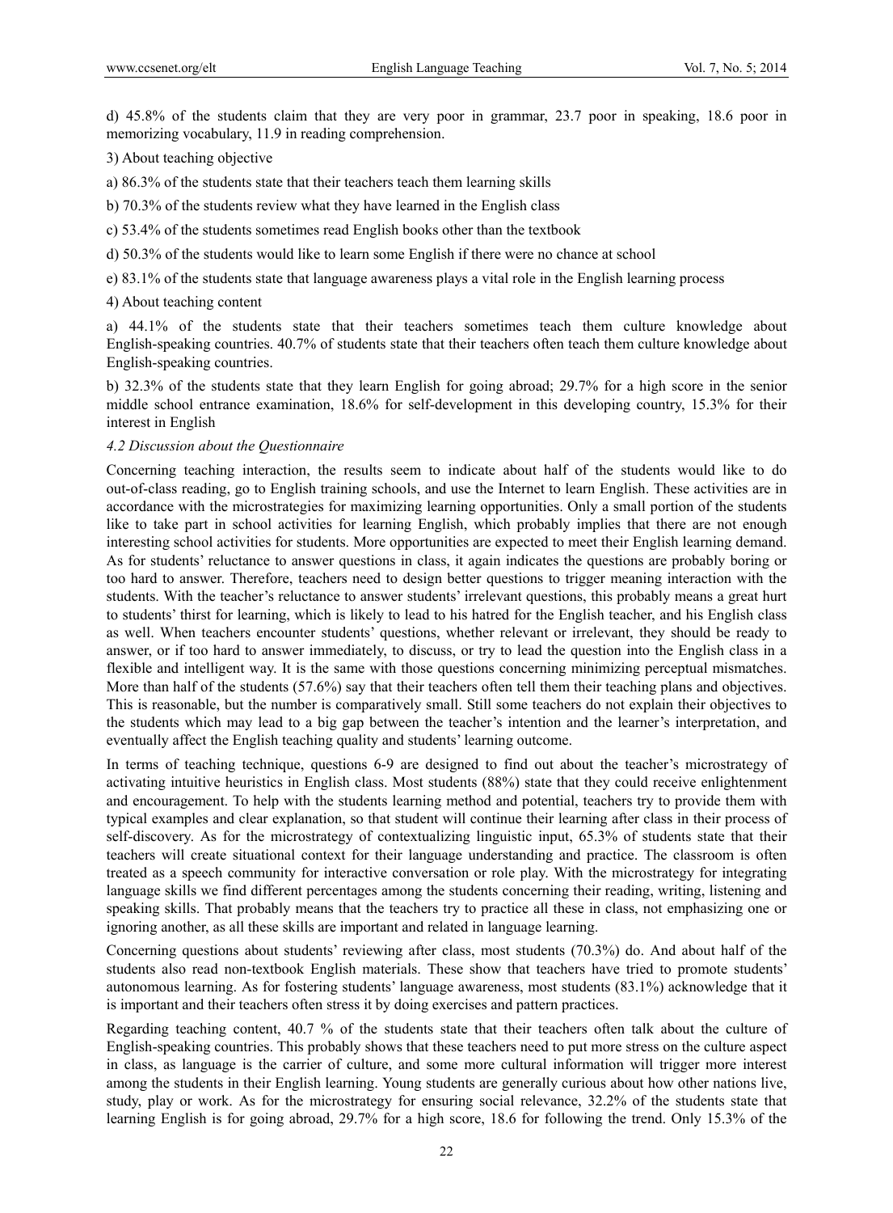d) 45.8% of the students claim that they are very poor in grammar, 23.7 poor in speaking, 18.6 poor in memorizing vocabulary, 11.9 in reading comprehension.

3) About teaching objective

a) 86.3% of the students state that their teachers teach them learning skills

b) 70.3% of the students review what they have learned in the English class

c) 53.4% of the students sometimes read English books other than the textbook

d) 50.3% of the students would like to learn some English if there were no chance at school

e) 83.1% of the students state that language awareness plays a vital role in the English learning process

4) About teaching content

a) 44.1% of the students state that their teachers sometimes teach them culture knowledge about English-speaking countries. 40.7% of students state that their teachers often teach them culture knowledge about English-speaking countries.

b) 32.3% of the students state that they learn English for going abroad; 29.7% for a high score in the senior middle school entrance examination, 18.6% for self-development in this developing country, 15.3% for their interest in English

### *4.2 Discussion about the Questionnaire*

Concerning teaching interaction, the results seem to indicate about half of the students would like to do out-of-class reading, go to English training schools, and use the Internet to learn English. These activities are in accordance with the microstrategies for maximizing learning opportunities. Only a small portion of the students like to take part in school activities for learning English, which probably implies that there are not enough interesting school activities for students. More opportunities are expected to meet their English learning demand. As for students' reluctance to answer questions in class, it again indicates the questions are probably boring or too hard to answer. Therefore, teachers need to design better questions to trigger meaning interaction with the students. With the teacher's reluctance to answer students' irrelevant questions, this probably means a great hurt to students' thirst for learning, which is likely to lead to his hatred for the English teacher, and his English class as well. When teachers encounter students' questions, whether relevant or irrelevant, they should be ready to answer, or if too hard to answer immediately, to discuss, or try to lead the question into the English class in a flexible and intelligent way. It is the same with those questions concerning minimizing perceptual mismatches. More than half of the students (57.6%) say that their teachers often tell them their teaching plans and objectives. This is reasonable, but the number is comparatively small. Still some teachers do not explain their objectives to the students which may lead to a big gap between the teacher's intention and the learner's interpretation, and eventually affect the English teaching quality and students' learning outcome.

In terms of teaching technique, questions 6-9 are designed to find out about the teacher's microstrategy of activating intuitive heuristics in English class. Most students (88%) state that they could receive enlightenment and encouragement. To help with the students learning method and potential, teachers try to provide them with typical examples and clear explanation, so that student will continue their learning after class in their process of self-discovery. As for the microstrategy of contextualizing linguistic input, 65.3% of students state that their teachers will create situational context for their language understanding and practice. The classroom is often treated as a speech community for interactive conversation or role play. With the microstrategy for integrating language skills we find different percentages among the students concerning their reading, writing, listening and speaking skills. That probably means that the teachers try to practice all these in class, not emphasizing one or ignoring another, as all these skills are important and related in language learning.

Concerning questions about students' reviewing after class, most students (70.3%) do. And about half of the students also read non-textbook English materials. These show that teachers have tried to promote students' autonomous learning. As for fostering students' language awareness, most students (83.1%) acknowledge that it is important and their teachers often stress it by doing exercises and pattern practices.

Regarding teaching content, 40.7 % of the students state that their teachers often talk about the culture of English-speaking countries. This probably shows that these teachers need to put more stress on the culture aspect in class, as language is the carrier of culture, and some more cultural information will trigger more interest among the students in their English learning. Young students are generally curious about how other nations live, study, play or work. As for the microstrategy for ensuring social relevance, 32.2% of the students state that learning English is for going abroad, 29.7% for a high score, 18.6 for following the trend. Only 15.3% of the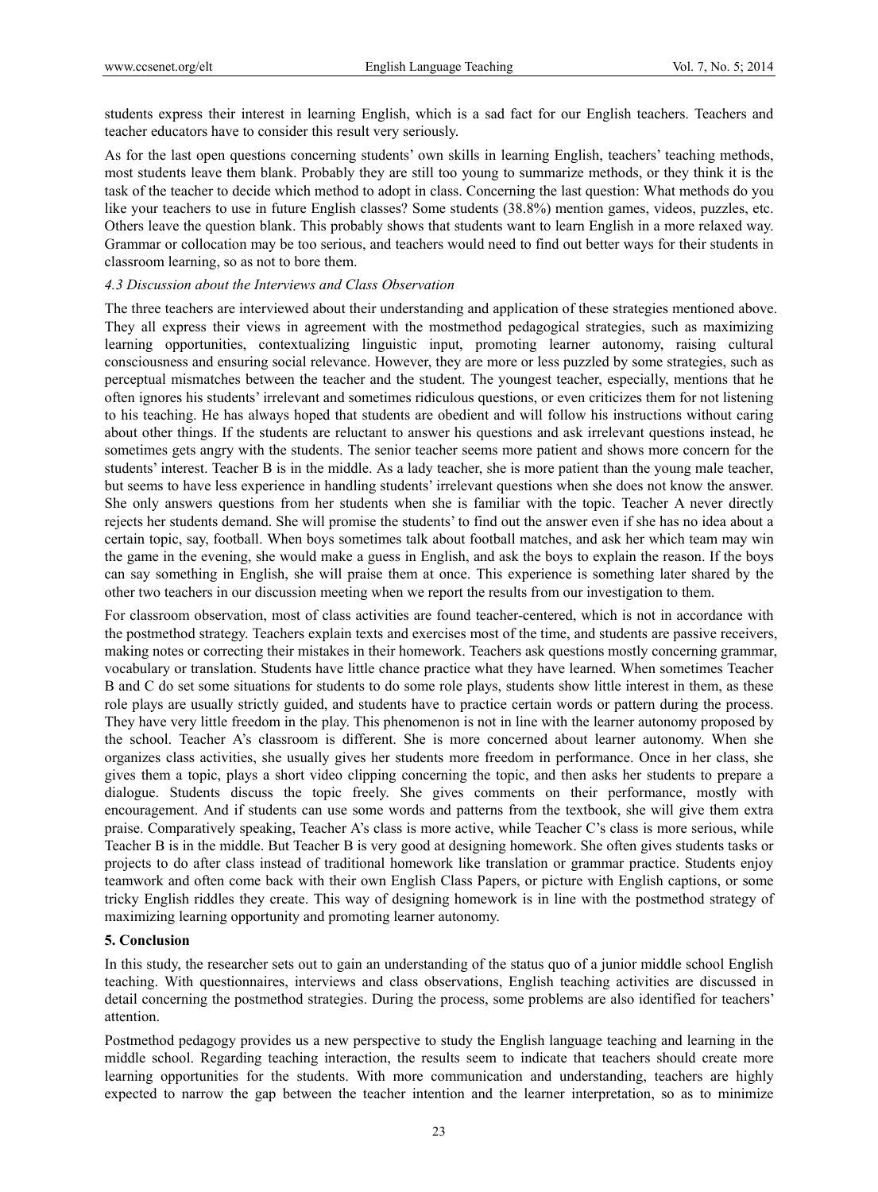students express their interest in learning English, which is a sad fact for our English teachers. Teachers and teacher educators have to consider this result very seriously.

As for the last open questions concerning students' own skills in learning English, teachers' teaching methods, most students leave them blank. Probably they are still too young to summarize methods, or they think it is the task of the teacher to decide which method to adopt in class. Concerning the last question: What methods do you like your teachers to use in future English classes? Some students (38.8%) mention games, videos, puzzles, etc. Others leave the question blank. This probably shows that students want to learn English in a more relaxed way. Grammar or collocation may be too serious, and teachers would need to find out better ways for their students in classroom learning, so as not to bore them.

### *4.3 Discussion about the Interviews and Class Observation*

The three teachers are interviewed about their understanding and application of these strategies mentioned above. They all express their views in agreement with the mostmethod pedagogical strategies, such as maximizing learning opportunities, contextualizing linguistic input, promoting learner autonomy, raising cultural consciousness and ensuring social relevance. However, they are more or less puzzled by some strategies, such as perceptual mismatches between the teacher and the student. The youngest teacher, especially, mentions that he often ignores his students' irrelevant and sometimes ridiculous questions, or even criticizes them for not listening to his teaching. He has always hoped that students are obedient and will follow his instructions without caring about other things. If the students are reluctant to answer his questions and ask irrelevant questions instead, he sometimes gets angry with the students. The senior teacher seems more patient and shows more concern for the students' interest. Teacher B is in the middle. As a lady teacher, she is more patient than the young male teacher, but seems to have less experience in handling students' irrelevant questions when she does not know the answer. She only answers questions from her students when she is familiar with the topic. Teacher A never directly rejects her students demand. She will promise the students' to find out the answer even if she has no idea about a certain topic, say, football. When boys sometimes talk about football matches, and ask her which team may win the game in the evening, she would make a guess in English, and ask the boys to explain the reason. If the boys can say something in English, she will praise them at once. This experience is something later shared by the other two teachers in our discussion meeting when we report the results from our investigation to them.

For classroom observation, most of class activities are found teacher-centered, which is not in accordance with the postmethod strategy. Teachers explain texts and exercises most of the time, and students are passive receivers, making notes or correcting their mistakes in their homework. Teachers ask questions mostly concerning grammar, vocabulary or translation. Students have little chance practice what they have learned. When sometimes Teacher B and C do set some situations for students to do some role plays, students show little interest in them, as these role plays are usually strictly guided, and students have to practice certain words or pattern during the process. They have very little freedom in the play. This phenomenon is not in line with the learner autonomy proposed by the school. Teacher A's classroom is different. She is more concerned about learner autonomy. When she organizes class activities, she usually gives her students more freedom in performance. Once in her class, she gives them a topic, plays a short video clipping concerning the topic, and then asks her students to prepare a dialogue. Students discuss the topic freely. She gives comments on their performance, mostly with encouragement. And if students can use some words and patterns from the textbook, she will give them extra praise. Comparatively speaking, Teacher A's class is more active, while Teacher C's class is more serious, while Teacher B is in the middle. But Teacher B is very good at designing homework. She often gives students tasks or projects to do after class instead of traditional homework like translation or grammar practice. Students enjoy teamwork and often come back with their own English Class Papers, or picture with English captions, or some tricky English riddles they create. This way of designing homework is in line with the postmethod strategy of maximizing learning opportunity and promoting learner autonomy.

## 5. Conclusion

In this study, the researcher sets out to gain an understanding of the status quo of a junior middle school English teaching. With questionnaires, interviews and class observations, English teaching activities are discussed in detail concerning the postmethod strategies. During the process, some problems are also identified for teachers' attention.

Postmethod pedagogy provides us a new perspective to study the English language teaching and learning in the middle school. Regarding teaching interaction, the results seem to indicate that teachers should create more learning opportunities for the students. With more communication and understanding, teachers are highly expected to narrow the gap between the teacher intention and the learner interpretation, so as to minimize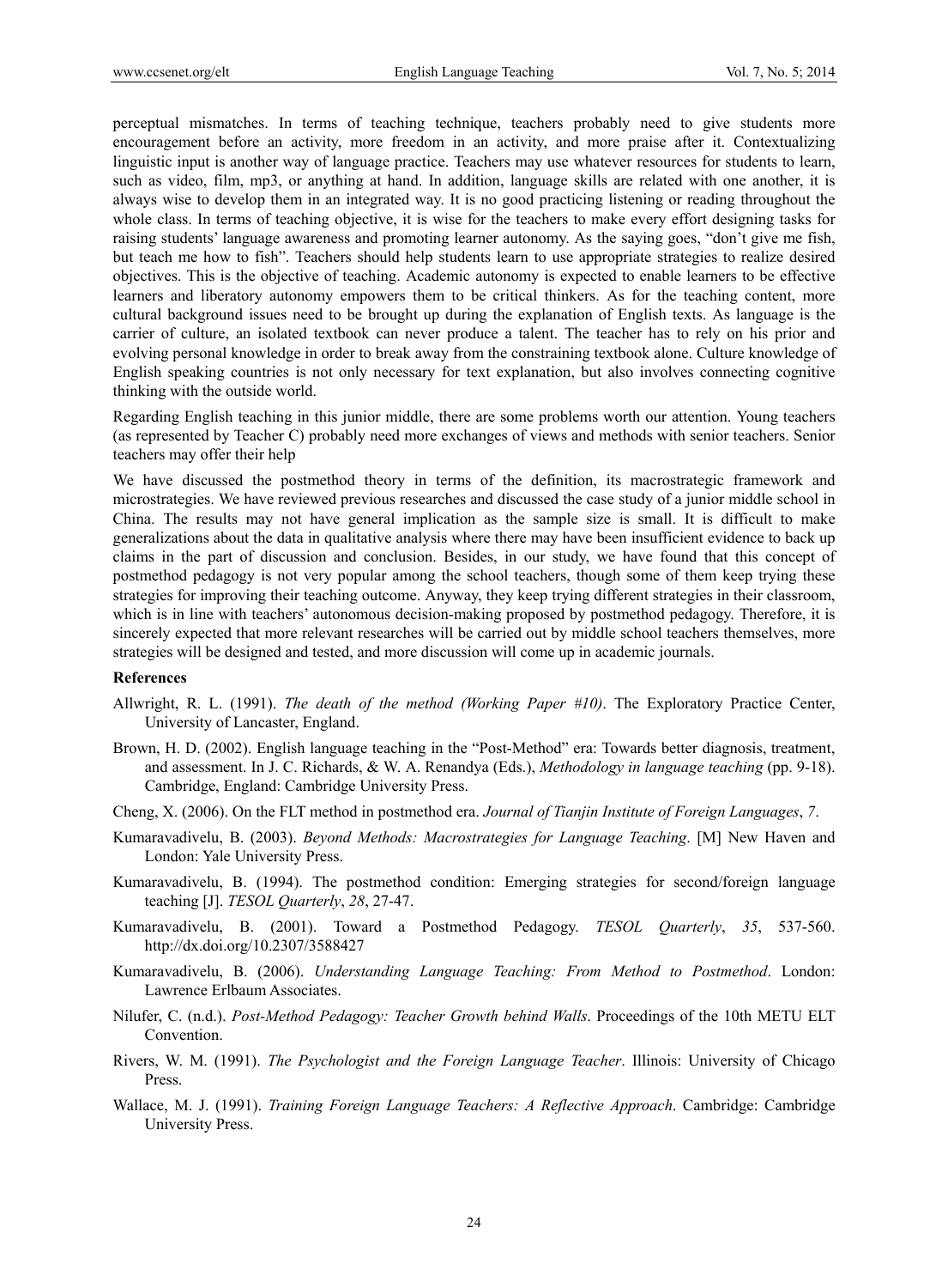perceptual mismatches. In terms of teaching technique, teachers probably need to give students more encouragement before an activity, more freedom in an activity, and more praise after it. Contextualizing linguistic input is another way of language practice. Teachers may use whatever resources for students to learn, such as video, film, mp3, or anything at hand. In addition, language skills are related with one another, it is always wise to develop them in an integrated way. It is no good practicing listening or reading throughout the whole class. In terms of teaching objective, it is wise for the teachers to make every effort designing tasks for raising students' language awareness and promoting learner autonomy. As the saying goes, "don't give me fish, but teach me how to fish". Teachers should help students learn to use appropriate strategies to realize desired objectives. This is the objective of teaching. Academic autonomy is expected to enable learners to be effective learners and liberatory autonomy empowers them to be critical thinkers. As for the teaching content, more cultural background issues need to be brought up during the explanation of English texts. As language is the carrier of culture, an isolated textbook can never produce a talent. The teacher has to rely on his prior and evolving personal knowledge in order to break away from the constraining textbook alone. Culture knowledge of English speaking countries is not only necessary for text explanation, but also involves connecting cognitive thinking with the outside world.

Regarding English teaching in this junior middle, there are some problems worth our attention. Young teachers (as represented by Teacher C) probably need more exchanges of views and methods with senior teachers. Senior teachers may offer their help

We have discussed the postmethod theory in terms of the definition, its macrostrategic framework and microstrategies. We have reviewed previous researches and discussed the case study of a junior middle school in China. The results may not have general implication as the sample size is small. It is difficult to make generalizations about the data in qualitative analysis where there may have been insufficient evidence to back up claims in the part of discussion and conclusion. Besides, in our study, we have found that this concept of postmethod pedagogy is not very popular among the school teachers, though some of them keep trying these strategies for improving their teaching outcome. Anyway, they keep trying different strategies in their classroom, which is in line with teachers' autonomous decision-making proposed by postmethod pedagogy. Therefore, it is sincerely expected that more relevant researches will be carried out by middle school teachers themselves, more strategies will be designed and tested, and more discussion will come up in academic journals.

## References

Allwright, R. L. (1991). *The death of the method (Working Paper #10)*. The Exploratory Practice Center, University of Lancaster, England.

Brown, H. D. (2002). English language teaching in the "Post-Method" era: Towards better diagnosis, treatment, and assessment. In J. C. Richards, & W. A. Renandya (Eds.), *Methodology in language teaching* (pp. 9-18). Cambridge, England: Cambridge University Press.

Cheng, X. (2006). On the FLT method in postmethod era. *Journal of Tianjin Institute of Foreign Languages*, *7*.

Kumaravadivelu, B. (2003). *Beyond Methods: Macrostrategies for Language Teaching*. [M] New Haven and London: Yale University Press.

Kumaravadivelu, B. (1994). The postmethod condition: Emerging strategies for second/foreign language teaching [J]. *TESOL Quarterly*, *28*, 27-47.

Kumaravadivelu, B. (2001). Toward a Postmethod Pedagogy. *TESOL Quarterly*, *35*, 537-560. http://dx.doi.org/10.2307/3588427

Kumaravadivelu, B. (2006). *Understanding Language Teaching: From Method to Postmethod*. London: Lawrence Erlbaum Associates.

Nilufer, C. (n.d.). *Post-Method Pedagogy: Teacher Growth behind Walls*. Proceedings of the 10th METU ELT Convention.

Rivers, W. M. (1991). *The Psychologist and the Foreign Language Teacher*. Illinois: University of Chicago Press.

Wallace, M. J. (1991). *Training Foreign Language Teachers: A Reflective Approach*. Cambridge: Cambridge University Press.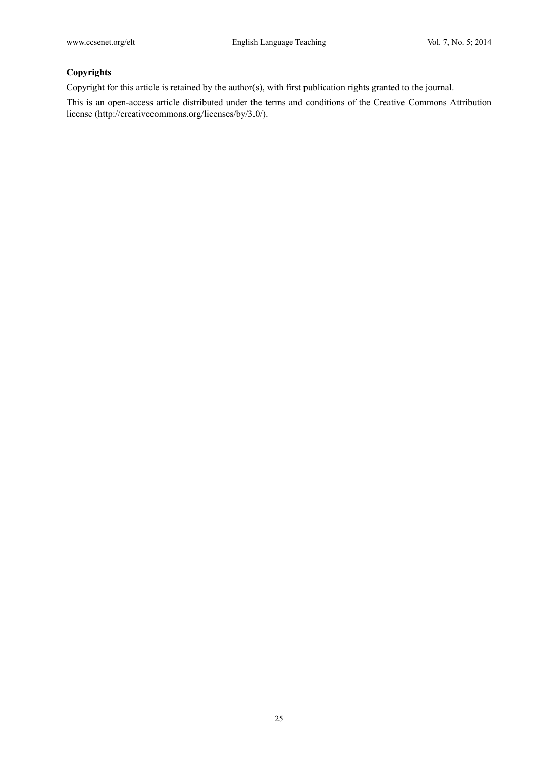**Copyrights**

Copyright for this article is retained by the author(s), with first publication rights granted to the journal.

This is an open-access article distributed under the terms and conditions of the Creative Commons Attribution license (http://creativecommons.org/licenses/by/3.0/).